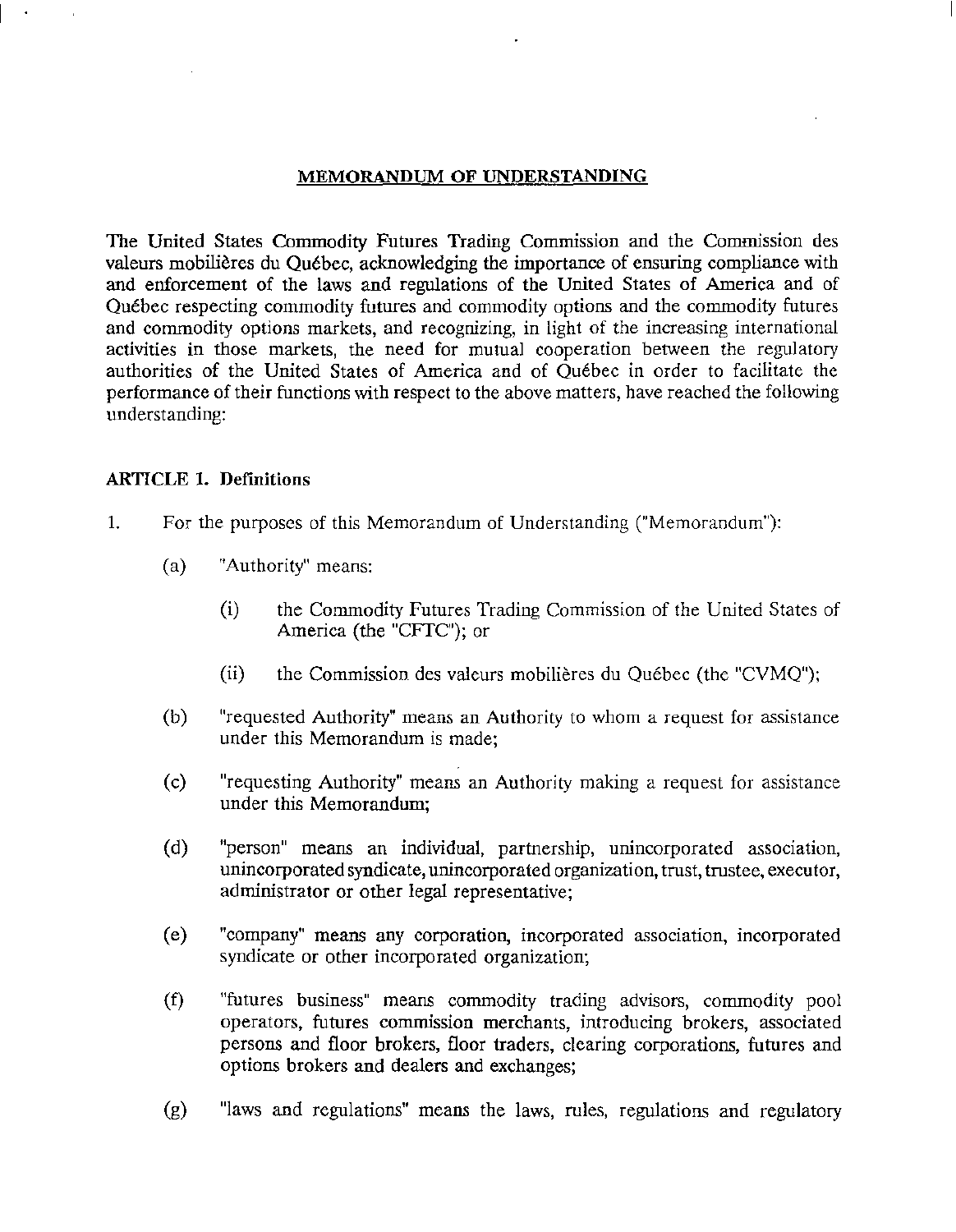# MEMORANDUM OF UNDERSTANDING

The United States Commodity Futures Trading Commission and the Commission des valeurs mobilières du Québec, acknowledging the importance of ensuring compliance with and enforcement of the laws and regulations of the United States of America and of Québec respecting commodity futures and commodity options and the commodity futures and commodity options markets, and recognizing, in light of the increasing international activities in those markets, the need for mutual cooperation between the regulatory authorities of the United States of America and of Québec in order to facilitate the performance of their functions with respect to the above matters, have reached the following understanding:

## ARTICLE 1. Definitions

1. For the purposes of this Memorandum of Understanding ("Memorandum"):

   (a) "Authority" means:

      (i) the Commodity Futures Trading Commission of the United States of America (the "CFTC"); or

      (ii) the Commission des valeurs mobilières du Québec (the "CVMQ");

   (b) "requested Authority" means an Authority to whom a request for assistance under this Memorandum is made;

   (c) "requesting Authority" means an Authority making a request for assistance under this Memorandum;

   (d) "person" means an individual, partnership, unincorporated association, unincorporated syndicate, unincorporated organization, trust, trustee, executor, administrator or other legal representative;

   (e) "company" means any corporation, incorporated association, incorporated syndicate or other incorporated organization;

   (f) "futures business" means commodity trading advisors, commodity pool operators, futures commission merchants, introducing brokers, associated persons and floor brokers, floor traders, clearing corporations, futures and options brokers and dealers and exchanges;

   (g) "laws and regulations" means the laws, rules, regulations and regulatory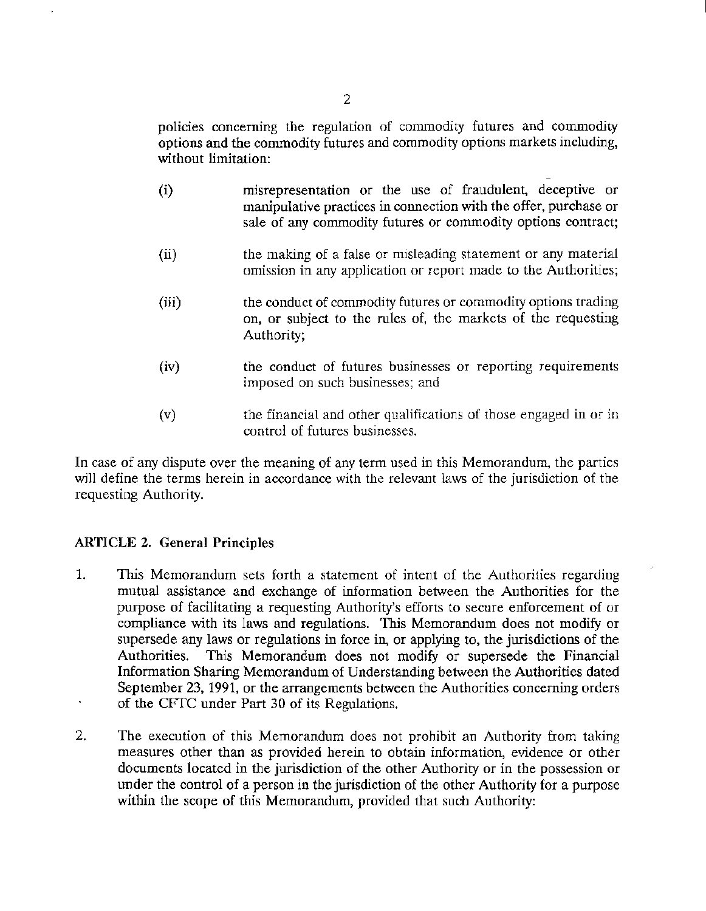policies concerning the regulation of commodity futures and commodity options and the commodity futures and commodity options markets including, without limitation:

(i) misrepresentation or the use of fraudulent, deceptive or manipulative practices in connection with the offer, purchase or sale of any commodity futures or commodity options contract;

(ii) the making of a false or misleading statement or any material omission in any application or report made to the Authorities;

(iii) the conduct of commodity futures or commodity options trading on, or subject to the rules of, the markets of the requesting Authority;

(iv) the conduct of futures businesses or reporting requirements imposed on such businesses; and

(v) the financial and other qualifications of those engaged in or in control of futures businesses.

In case of any dispute over the meaning of any term used in this Memorandum, the parties will define the terms herein in accordance with the relevant laws of the jurisdiction of the requesting Authority.

**ARTICLE 2. General Principles**

1. This Memorandum sets forth a statement of intent of the Authorities regarding mutual assistance and exchange of information between the Authorities for the purpose of facilitating a requesting Authority's efforts to secure enforcement of or compliance with its laws and regulations. This Memorandum does not modify or supersede any laws or regulations in force in, or applying to, the jurisdictions of the Authorities. This Memorandum does not modify or supersede the Financial Information Sharing Memorandum of Understanding between the Authorities dated September 23, 1991, or the arrangements between the Authorities concerning orders of the CFTC under Part 30 of its Regulations.

2. The execution of this Memorandum does not prohibit an Authority from taking measures other than as provided herein to obtain information, evidence or other documents located in the jurisdiction of the other Authority or in the possession or under the control of a person in the jurisdiction of the other Authority for a purpose within the scope of this Memorandum, provided that such Authority: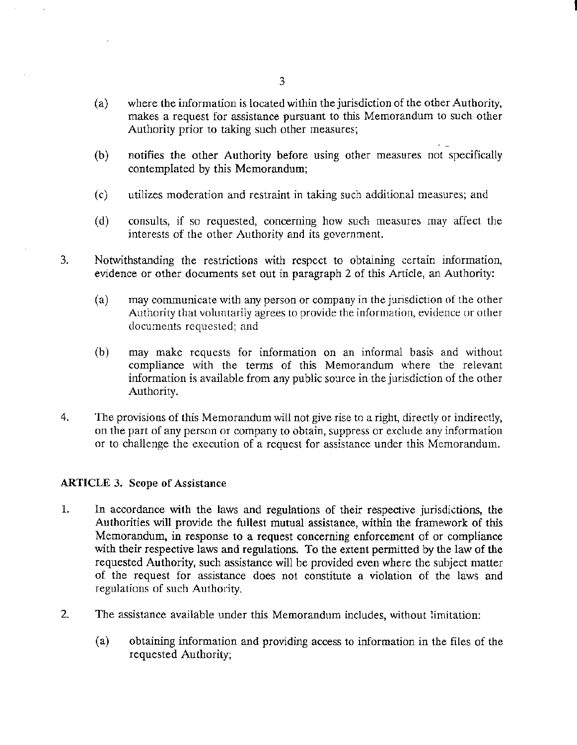(a) where the information is located within the jurisdiction of the other Authority, makes a request for assistance pursuant to this Memorandum to such other Authority prior to taking such other measures;

(b) notifies the other Authority before using other measures not specifically contemplated by this Memorandum;

(c) utilizes moderation and restraint in taking such additional measures; and

(d) consults, if so requested, concerning how such measures may affect the interests of the other Authority and its government.

3. Notwithstanding the restrictions with respect to obtaining certain information, evidence or other documents set out in paragraph 2 of this Article, an Authority:

   (a) may communicate with any person or company in the jurisdiction of the other Authority that voluntarily agrees to provide the information, evidence or other documents requested; and

   (b) may make requests for information on an informal basis and without compliance with the terms of this Memorandum where the relevant information is available from any public source in the jurisdiction of the other Authority.

4. The provisions of this Memorandum will not give rise to a right, directly or indirectly, on the part of any person or company to obtain, suppress or exclude any information or to challenge the execution of a request for assistance under this Memorandum.

**ARTICLE 3. Scope of Assistance**

1. In accordance with the laws and regulations of their respective jurisdictions, the Authorities will provide the fullest mutual assistance, within the framework of this Memorandum, in response to a request concerning enforcement of or compliance with their respective laws and regulations. To the extent permitted by the law of the requested Authority, such assistance will be provided even where the subject matter of the request for assistance does not constitute a violation of the laws and regulations of such Authority.

2. The assistance available under this Memorandum includes, without limitation:

   (a) obtaining information and providing access to information in the files of the requested Authority;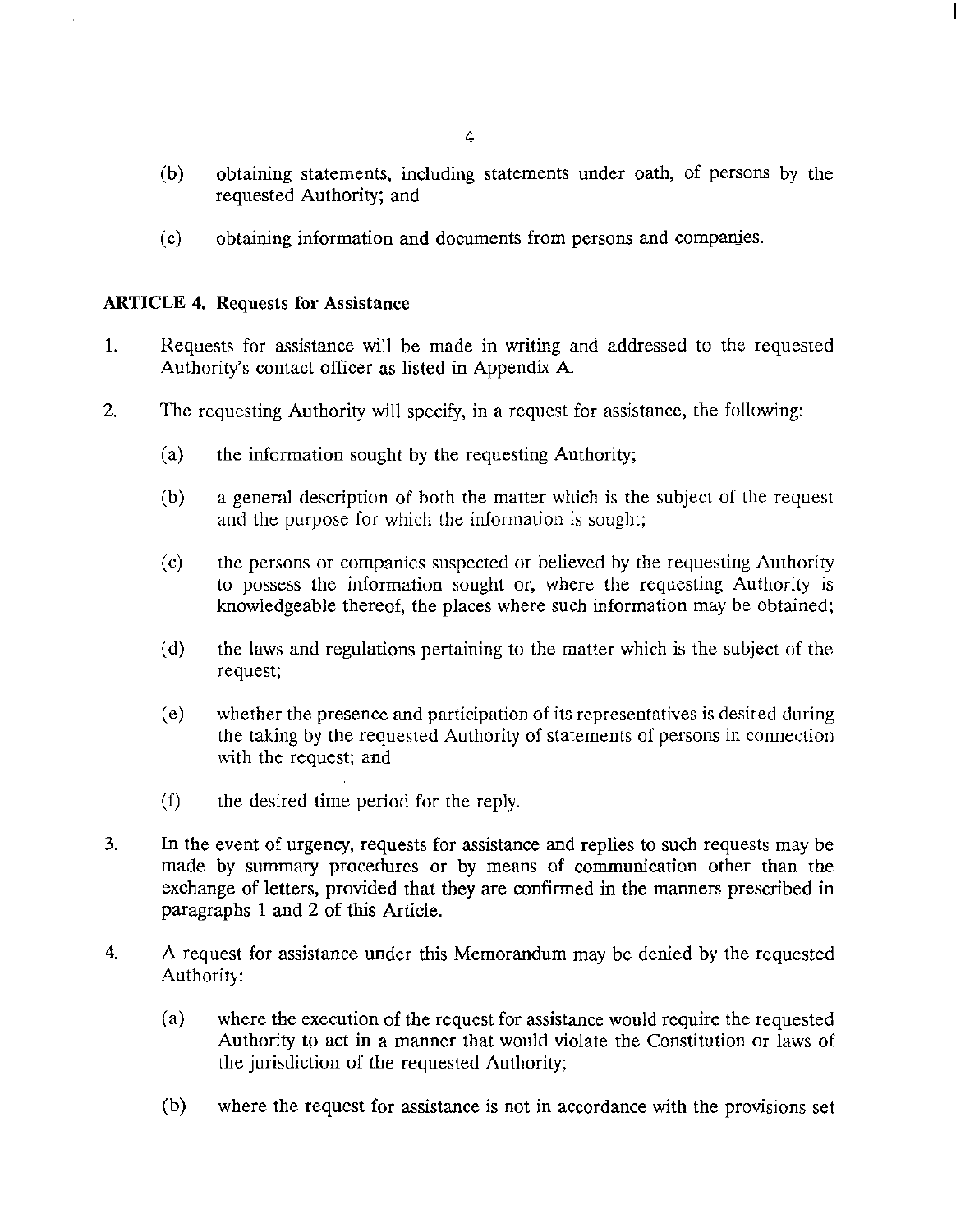(b) obtaining statements, including statements under oath, of persons by the requested Authority; and

(c) obtaining information and documents from persons and companies.

**ARTICLE 4. Requests for Assistance**

1. Requests for assistance will be made in writing and addressed to the requested Authority's contact officer as listed in Appendix A.

2. The requesting Authority will specify, in a request for assistance, the following:

   (a) the information sought by the requesting Authority;

   (b) a general description of both the matter which is the subject of the request and the purpose for which the information is sought;

   (c) the persons or companies suspected or believed by the requesting Authority to possess the information sought or, where the requesting Authority is knowledgeable thereof, the places where such information may be obtained;

   (d) the laws and regulations pertaining to the matter which is the subject of the request;

   (e) whether the presence and participation of its representatives is desired during the taking by the requested Authority of statements of persons in connection with the request; and

   (f) the desired time period for the reply.

3. In the event of urgency, requests for assistance and replies to such requests may be made by summary procedures or by means of communication other than the exchange of letters, provided that they are confirmed in the manners prescribed in paragraphs 1 and 2 of this Article.

4. A request for assistance under this Memorandum may be denied by the requested Authority:

   (a) where the execution of the request for assistance would require the requested Authority to act in a manner that would violate the Constitution or laws of the jurisdiction of the requested Authority;

   (b) where the request for assistance is not in accordance with the provisions set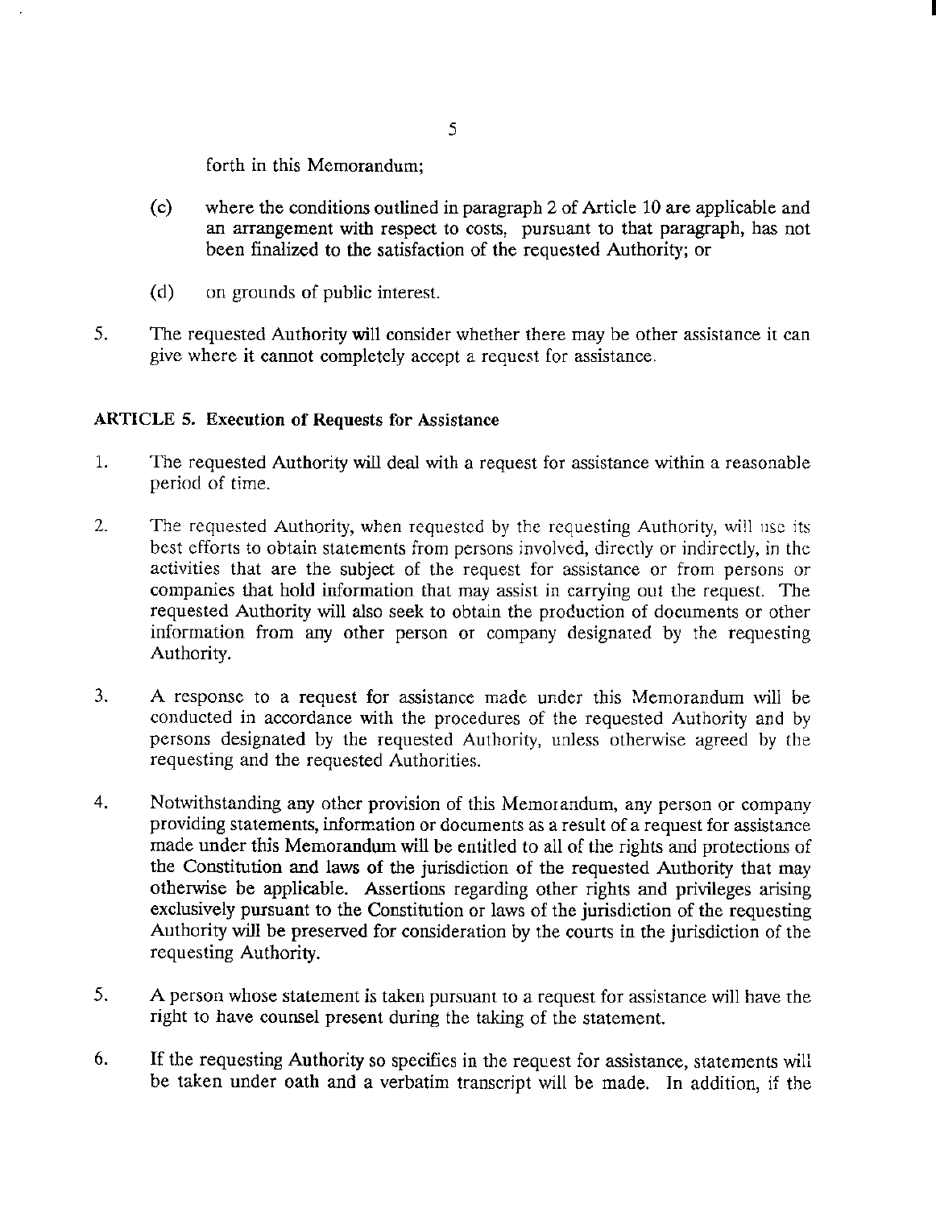forth in this Memorandum;

(c) where the conditions outlined in paragraph 2 of Article 10 are applicable and an arrangement with respect to costs, pursuant to that paragraph, has not been finalized to the satisfaction of the requested Authority; or

(d) on grounds of public interest.

5. The requested Authority will consider whether there may be other assistance it can give where it cannot completely accept a request for assistance.

**ARTICLE 5. Execution of Requests for Assistance**

1. The requested Authority will deal with a request for assistance within a reasonable period of time.

2. The requested Authority, when requested by the requesting Authority, will use its best efforts to obtain statements from persons involved, directly or indirectly, in the activities that are the subject of the request for assistance or from persons or companies that hold information that may assist in carrying out the request. The requested Authority will also seek to obtain the production of documents or other information from any other person or company designated by the requesting Authority.

3. A response to a request for assistance made under this Memorandum will be conducted in accordance with the procedures of the requested Authority and by persons designated by the requested Authority, unless otherwise agreed by the requesting and the requested Authorities.

4. Notwithstanding any other provision of this Memorandum, any person or company providing statements, information or documents as a result of a request for assistance made under this Memorandum will be entitled to all of the rights and protections of the Constitution and laws of the jurisdiction of the requested Authority that may otherwise be applicable. Assertions regarding other rights and privileges arising exclusively pursuant to the Constitution or laws of the jurisdiction of the requesting Authority will be preserved for consideration by the courts in the jurisdiction of the requesting Authority.

5. A person whose statement is taken pursuant to a request for assistance will have the right to have counsel present during the taking of the statement.

6. If the requesting Authority so specifies in the request for assistance, statements will be taken under oath and a verbatim transcript will be made. In addition, if the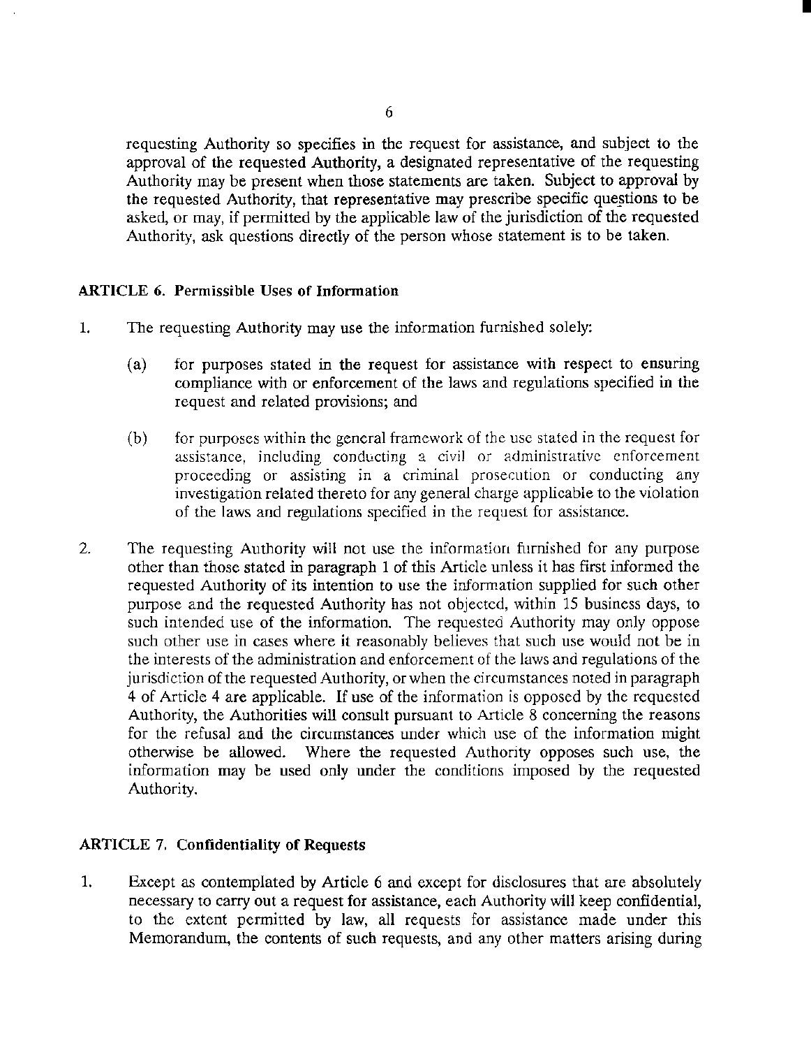requesting Authority so specifies in the request for assistance, and subject to the approval of the requested Authority, a designated representative of the requesting Authority may be present when those statements are taken. Subject to approval by the requested Authority, that representative may prescribe specific questions to be asked, or may, if permitted by the applicable law of the jurisdiction of the requested Authority, ask questions directly of the person whose statement is to be taken.

### ARTICLE 6. Permissible Uses of Information

1. The requesting Authority may use the information furnished solely:

   (a) for purposes stated in the request for assistance with respect to ensuring compliance with or enforcement of the laws and regulations specified in the request and related provisions; and

   (b) for purposes within the general framework of the use stated in the request for assistance, including conducting a civil or administrative enforcement proceeding or assisting in a criminal prosecution or conducting any investigation related thereto for any general charge applicable to the violation of the laws and regulations specified in the request for assistance.

2. The requesting Authority will not use the information furnished for any purpose other than those stated in paragraph 1 of this Article unless it has first informed the requested Authority of its intention to use the information supplied for such other purpose and the requested Authority has not objected, within 15 business days, to such intended use of the information. The requested Authority may only oppose such other use in cases where it reasonably believes that such use would not be in the interests of the administration and enforcement of the laws and regulations of the jurisdiction of the requested Authority, or when the circumstances noted in paragraph 4 of Article 4 are applicable. If use of the information is opposed by the requested Authority, the Authorities will consult pursuant to Article 8 concerning the reasons for the refusal and the circumstances under which use of the information might otherwise be allowed. Where the requested Authority opposes such use, the information may be used only under the conditions imposed by the requested Authority.

### ARTICLE 7. Confidentiality of Requests

1. Except as contemplated by Article 6 and except for disclosures that are absolutely necessary to carry out a request for assistance, each Authority will keep confidential, to the extent permitted by law, all requests for assistance made under this Memorandum, the contents of such requests, and any other matters arising during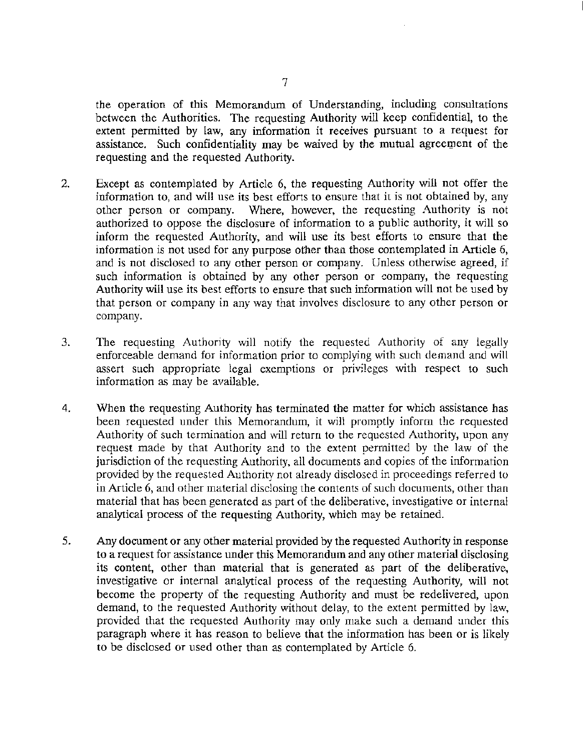the operation of this Memorandum of Understanding, including consultations between the Authorities. The requesting Authority will keep confidential, to the extent permitted by law, any information it receives pursuant to a request for assistance. Such confidentiality may be waived by the mutual agreement of the requesting and the requested Authority.

2. Except as contemplated by Article 6, the requesting Authority will not offer the information to, and will use its best efforts to ensure that it is not obtained by, any other person or company. Where, however, the requesting Authority is not authorized to oppose the disclosure of information to a public authority, it will so inform the requested Authority, and will use its best efforts to ensure that the information is not used for any purpose other than those contemplated in Article 6, and is not disclosed to any other person or company. Unless otherwise agreed, if such information is obtained by any other person or company, the requesting Authority will use its best efforts to ensure that such information will not be used by that person or company in any way that involves disclosure to any other person or company.

3. The requesting Authority will notify the requested Authority of any legally enforceable demand for information prior to complying with such demand and will assert such appropriate legal exemptions or privileges with respect to such information as may be available.

4. When the requesting Authority has terminated the matter for which assistance has been requested under this Memorandum, it will promptly inform the requested Authority of such termination and will return to the requested Authority, upon any request made by that Authority and to the extent permitted by the law of the jurisdiction of the requesting Authority, all documents and copies of the information provided by the requested Authority not already disclosed in proceedings referred to in Article 6, and other material disclosing the contents of such documents, other than material that has been generated as part of the deliberative, investigative or internal analytical process of the requesting Authority, which may be retained.

5. Any document or any other material provided by the requested Authority in response to a request for assistance under this Memorandum and any other material disclosing its content, other than material that is generated as part of the deliberative, investigative or internal analytical process of the requesting Authority, will not become the property of the requesting Authority and must be redelivered, upon demand, to the requested Authority without delay, to the extent permitted by law, provided that the requested Authority may only make such a demand under this paragraph where it has reason to believe that the information has been or is likely to be disclosed or used other than as contemplated by Article 6.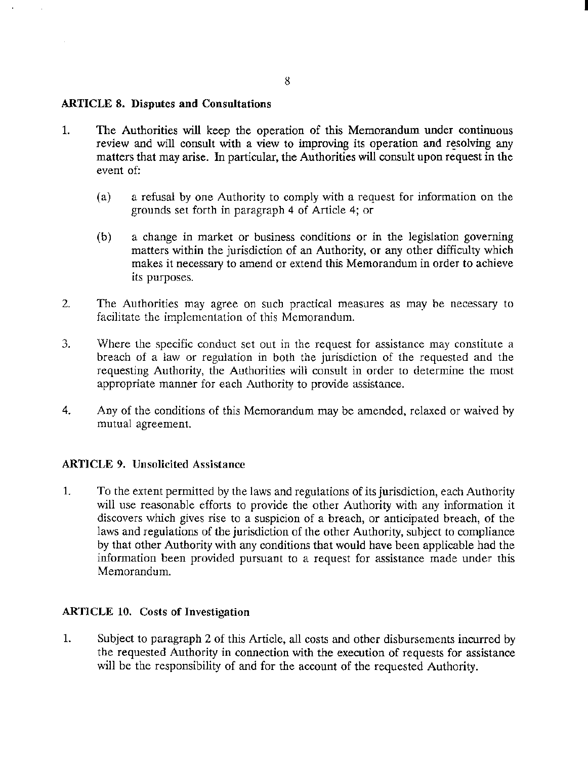**ARTICLE 8. Disputes and Consultations**

1. The Authorities will keep the operation of this Memorandum under continuous review and will consult with a view to improving its operation and resolving any matters that may arise. In particular, the Authorities will consult upon request in the event of:

   (a) a refusal by one Authority to comply with a request for information on the grounds set forth in paragraph 4 of Article 4; or

   (b) a change in market or business conditions or in the legislation governing matters within the jurisdiction of an Authority, or any other difficulty which makes it necessary to amend or extend this Memorandum in order to achieve its purposes.

2. The Authorities may agree on such practical measures as may be necessary to facilitate the implementation of this Memorandum.

3. Where the specific conduct set out in the request for assistance may constitute a breach of a law or regulation in both the jurisdiction of the requested and the requesting Authority, the Authorities will consult in order to determine the most appropriate manner for each Authority to provide assistance.

4. Any of the conditions of this Memorandum may be amended, relaxed or waived by mutual agreement.

**ARTICLE 9. Unsolicited Assistance**

1. To the extent permitted by the laws and regulations of its jurisdiction, each Authority will use reasonable efforts to provide the other Authority with any information it discovers which gives rise to a suspicion of a breach, or anticipated breach, of the laws and regulations of the jurisdiction of the other Authority, subject to compliance by that other Authority with any conditions that would have been applicable had the information been provided pursuant to a request for assistance made under this Memorandum.

**ARTICLE 10. Costs of Investigation**

1. Subject to paragraph 2 of this Article, all costs and other disbursements incurred by the requested Authority in connection with the execution of requests for assistance will be the responsibility of and for the account of the requested Authority.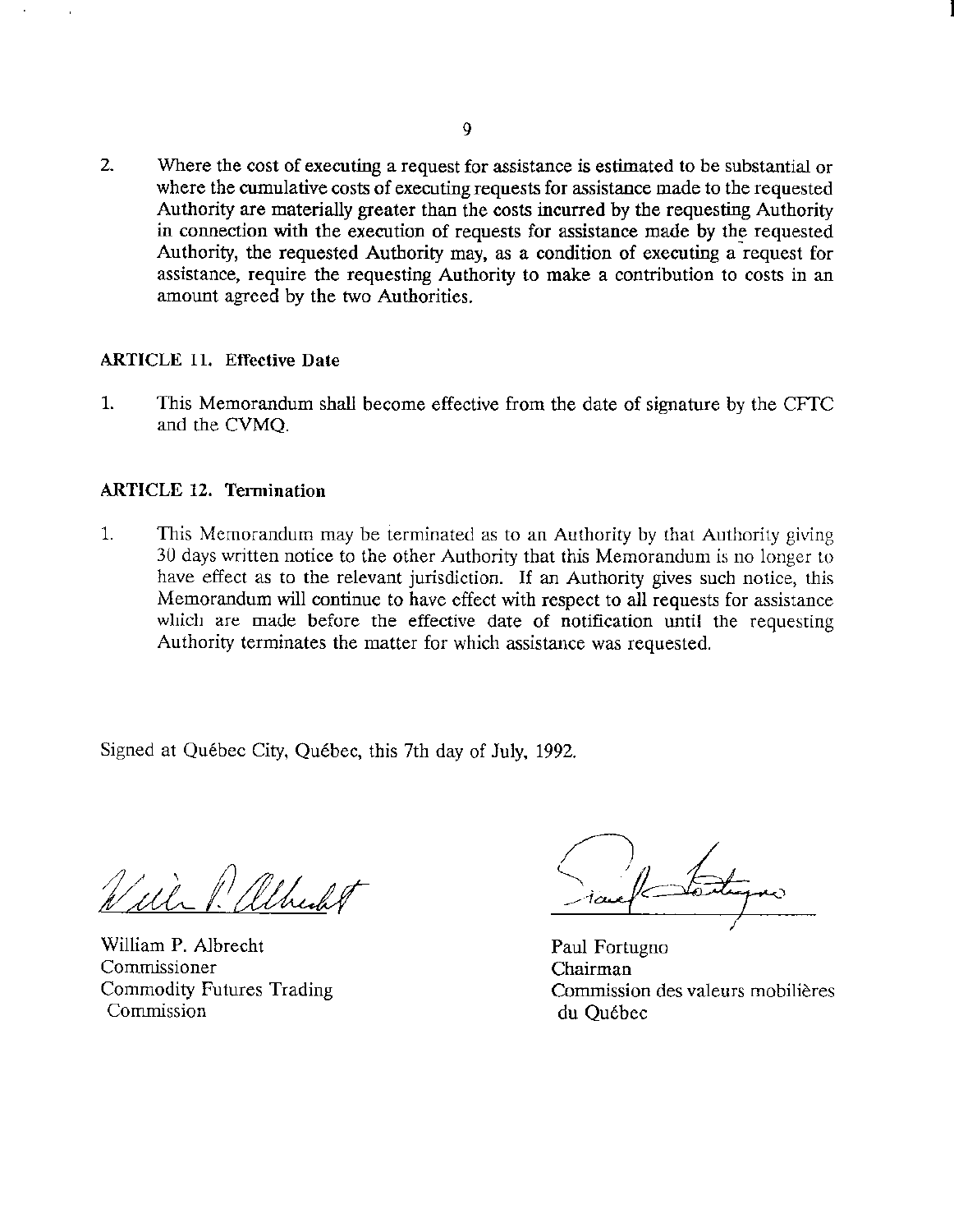2. Where the cost of executing a request for assistance is estimated to be substantial or where the cumulative costs of executing requests for assistance made to the requested Authority are materially greater than the costs incurred by the requesting Authority in connection with the execution of requests for assistance made by the requested Authority, the requested Authority may, as a condition of executing a request for assistance, require the requesting Authority to make a contribution to costs in an amount agreed by the two Authorities.

**ARTICLE 11. Effective Date**

1. This Memorandum shall become effective from the date of signature by the CFTC and the CVMQ.

**ARTICLE 12. Termination**

1. This Memorandum may be terminated as to an Authority by that Authority giving 30 days written notice to the other Authority that this Memorandum is no longer to have effect as to the relevant jurisdiction. If an Authority gives such notice, this Memorandum will continue to have effect with respect to all requests for assistance which are made before the effective date of notification until the requesting Authority terminates the matter for which assistance was requested.

Signed at Québec City, Québec, this 7th day of July, 1992.

William P. Albrecht
Commissioner
Commodity Futures Trading Commission

Paul Fortugno
Chairman
Commission des valeurs mobilières du Québec